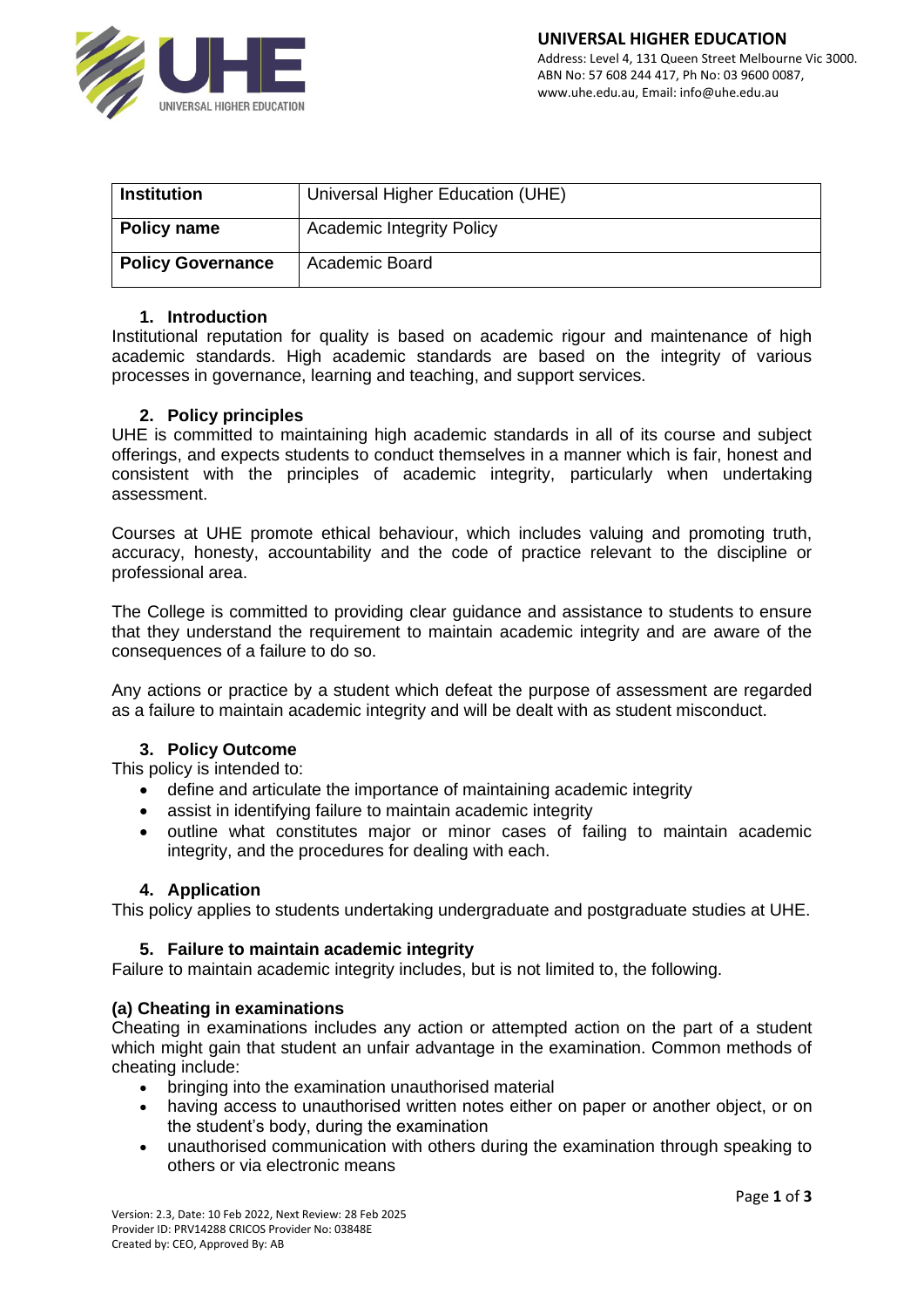| Institution | Universal Higher Education (UHE) |
|---|---|
| Policy name | Academic Integrity Policy |
| Policy Governance | Academic Board |

## 1. Introduction

Institutional reputation for quality is based on academic rigour and maintenance of high academic standards. High academic standards are based on the integrity of various processes in governance, learning and teaching, and support services.

## 2. Policy principles

UHE is committed to maintaining high academic standards in all of its course and subject offerings, and expects students to conduct themselves in a manner which is fair, honest and consistent with the principles of academic integrity, particularly when undertaking assessment.

Courses at UHE promote ethical behaviour, which includes valuing and promoting truth, accuracy, honesty, accountability and the code of practice relevant to the discipline or professional area.

The College is committed to providing clear guidance and assistance to students to ensure that they understand the requirement to maintain academic integrity and are aware of the consequences of a failure to do so.

Any actions or practice by a student which defeat the purpose of assessment are regarded as a failure to maintain academic integrity and will be dealt with as student misconduct.

## 3. Policy Outcome

This policy is intended to:

- define and articulate the importance of maintaining academic integrity
- assist in identifying failure to maintain academic integrity
- outline what constitutes major or minor cases of failing to maintain academic integrity, and the procedures for dealing with each.

## 4. Application

This policy applies to students undertaking undergraduate and postgraduate studies at UHE.

## 5. Failure to maintain academic integrity

Failure to maintain academic integrity includes, but is not limited to, the following.

### (a) Cheating in examinations

Cheating in examinations includes any action or attempted action on the part of a student which might gain that student an unfair advantage in the examination. Common methods of cheating include:

- bringing into the examination unauthorised material
- having access to unauthorised written notes either on paper or another object, or on the student's body, during the examination
- unauthorised communication with others during the examination through speaking to others or via electronic means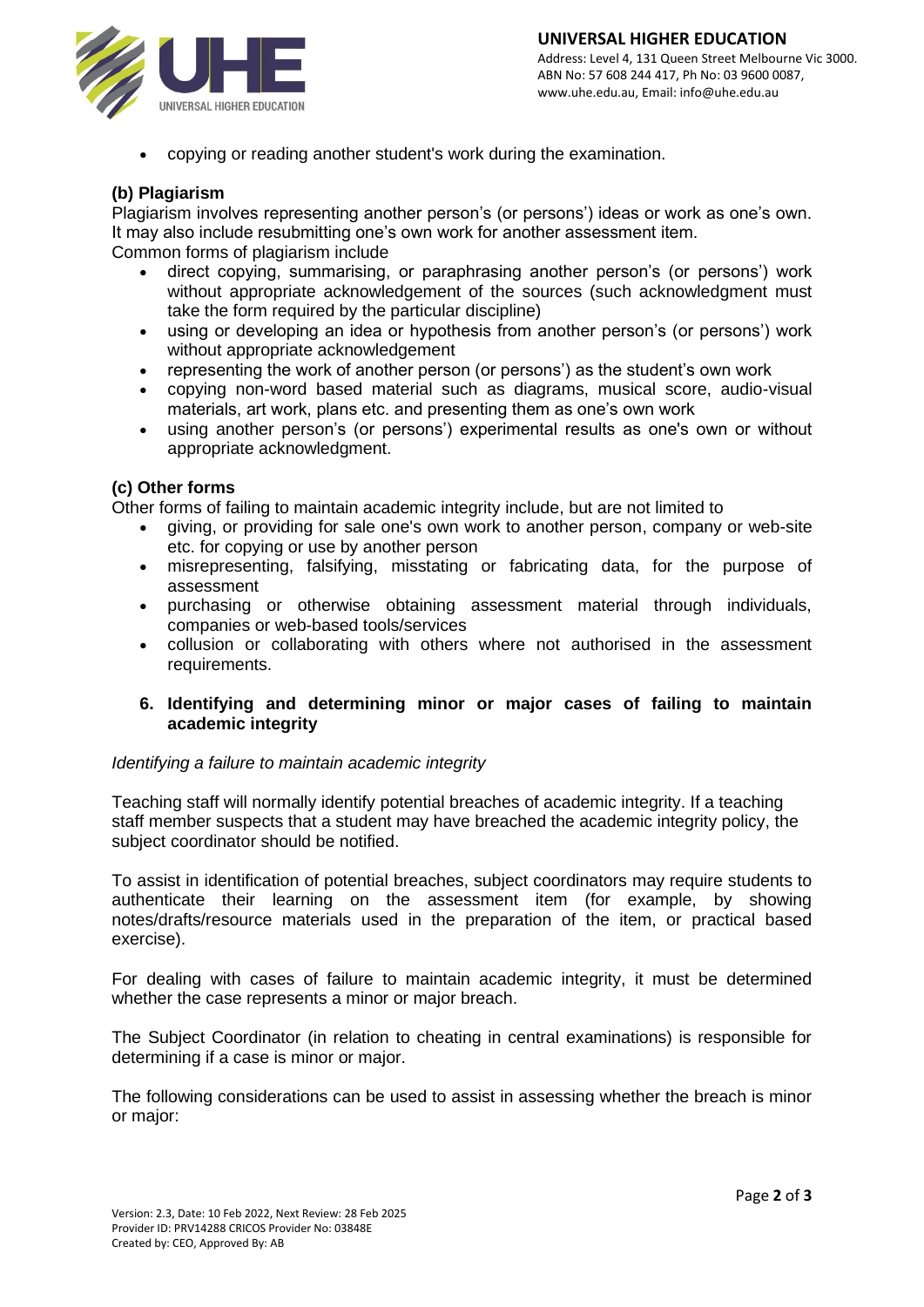- copying or reading another student's work during the examination.

**(b) Plagiarism**

Plagiarism involves representing another person's (or persons') ideas or work as one's own. It may also include resubmitting one's own work for another assessment item.
Common forms of plagiarism include

- direct copying, summarising, or paraphrasing another person's (or persons') work without appropriate acknowledgement of the sources (such acknowledgment must take the form required by the particular discipline)
- using or developing an idea or hypothesis from another person's (or persons') work without appropriate acknowledgement
- representing the work of another person (or persons') as the student's own work
- copying non-word based material such as diagrams, musical score, audio-visual materials, art work, plans etc. and presenting them as one's own work
- using another person's (or persons') experimental results as one's own or without appropriate acknowledgment.

**(c) Other forms**

Other forms of failing to maintain academic integrity include, but are not limited to

- giving, or providing for sale one's own work to another person, company or web-site etc. for copying or use by another person
- misrepresenting, falsifying, misstating or fabricating data, for the purpose of assessment
- purchasing or otherwise obtaining assessment material through individuals, companies or web-based tools/services
- collusion or collaborating with others where not authorised in the assessment requirements.

## 6. Identifying and determining minor or major cases of failing to maintain academic integrity

*Identifying a failure to maintain academic integrity*

Teaching staff will normally identify potential breaches of academic integrity. If a teaching staff member suspects that a student may have breached the academic integrity policy, the subject coordinator should be notified.

To assist in identification of potential breaches, subject coordinators may require students to authenticate their learning on the assessment item (for example, by showing notes/drafts/resource materials used in the preparation of the item, or practical based exercise).

For dealing with cases of failure to maintain academic integrity, it must be determined whether the case represents a minor or major breach.

The Subject Coordinator (in relation to cheating in central examinations) is responsible for determining if a case is minor or major.

The following considerations can be used to assist in assessing whether the breach is minor or major: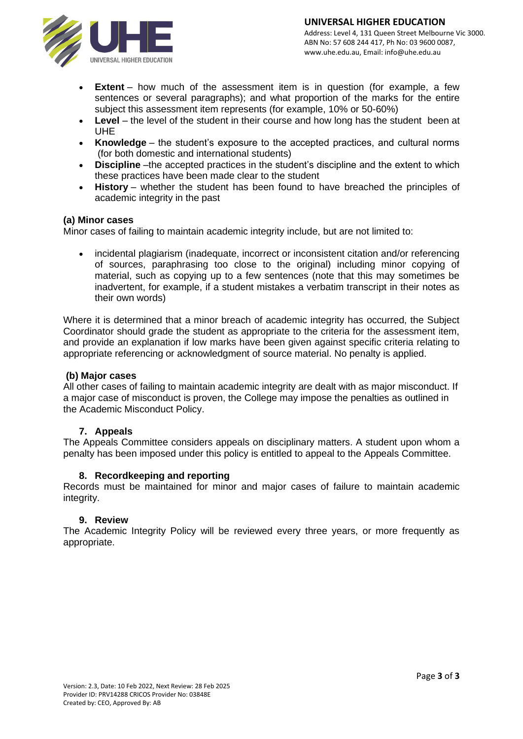- **Extent** – how much of the assessment item is in question (for example, a few sentences or several paragraphs); and what proportion of the marks for the entire subject this assessment item represents (for example, 10% or 50-60%)
- **Level** – the level of the student in their course and how long has the student been at UHE
- **Knowledge** – the student's exposure to the accepted practices, and cultural norms (for both domestic and international students)
- **Discipline** –the accepted practices in the student's discipline and the extent to which these practices have been made clear to the student
- **History** – whether the student has been found to have breached the principles of academic integrity in the past

### (a) Minor cases

Minor cases of failing to maintain academic integrity include, but are not limited to:

- incidental plagiarism (inadequate, incorrect or inconsistent citation and/or referencing of sources, paraphrasing too close to the original) including minor copying of material, such as copying up to a few sentences (note that this may sometimes be inadvertent, for example, if a student mistakes a verbatim transcript in their notes as their own words)

Where it is determined that a minor breach of academic integrity has occurred, the Subject Coordinator should grade the student as appropriate to the criteria for the assessment item, and provide an explanation if low marks have been given against specific criteria relating to appropriate referencing or acknowledgment of source material. No penalty is applied.

### (b) Major cases

All other cases of failing to maintain academic integrity are dealt with as major misconduct. If a major case of misconduct is proven, the College may impose the penalties as outlined in the Academic Misconduct Policy.

## 7. Appeals

The Appeals Committee considers appeals on disciplinary matters. A student upon whom a penalty has been imposed under this policy is entitled to appeal to the Appeals Committee.

## 8. Recordkeeping and reporting

Records must be maintained for minor and major cases of failure to maintain academic integrity.

## 9. Review

The Academic Integrity Policy will be reviewed every three years, or more frequently as appropriate.